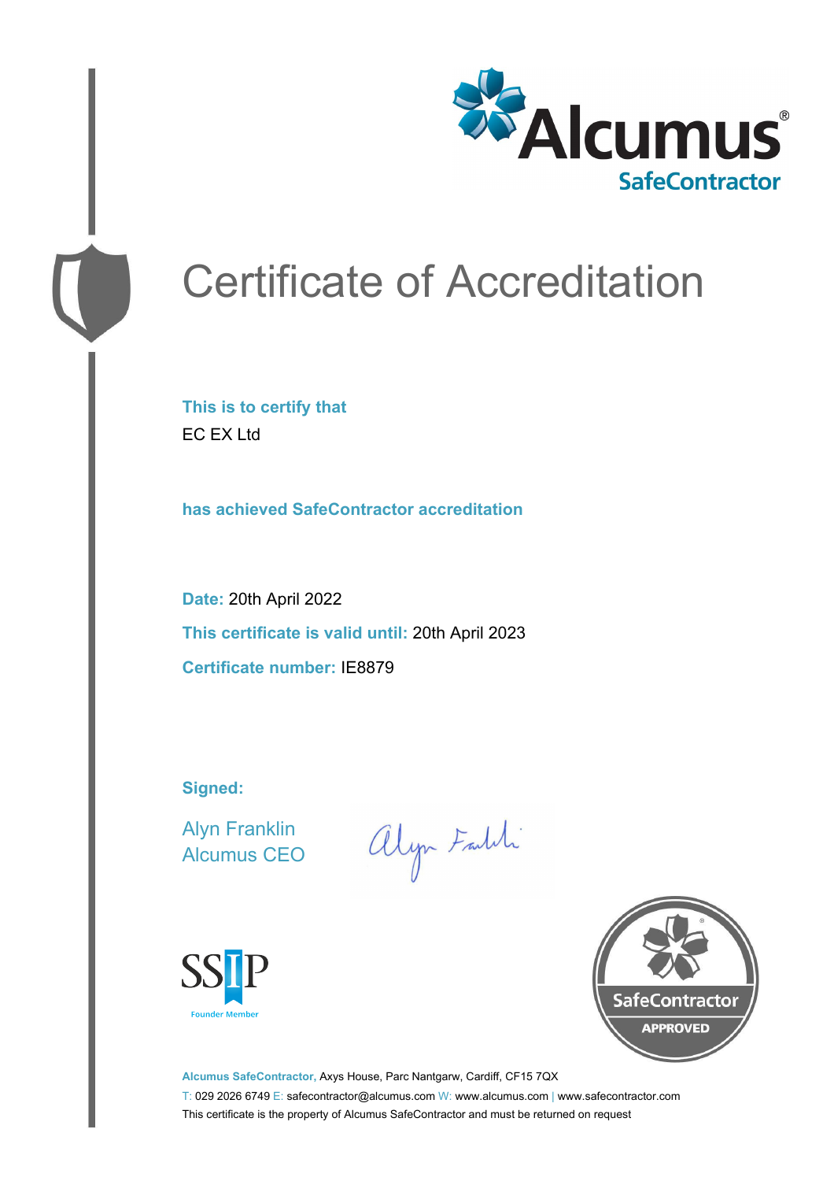Alcumus®
SafeContractor

# Certificate of Accreditation

**This is to certify that**

EC EX Ltd

**has achieved SafeContractor accreditation**

**Date:** 20th April 2022

**This certificate is valid until:** 20th April 2023

**Certificate number:** IE8879

**Signed:**

Alyn Franklin
Alcumus CEO

SSIP
Founder Member

SafeContractor
APPROVED

**Alcumus SafeContractor,** Axys House, Parc Nantgarw, Cardiff, CF15 7QX
T: 029 2026 6749 E: safecontractor@alcumus.com W: www.alcumus.com | www.safecontractor.com
This certificate is the property of Alcumus SafeContractor and must be returned on request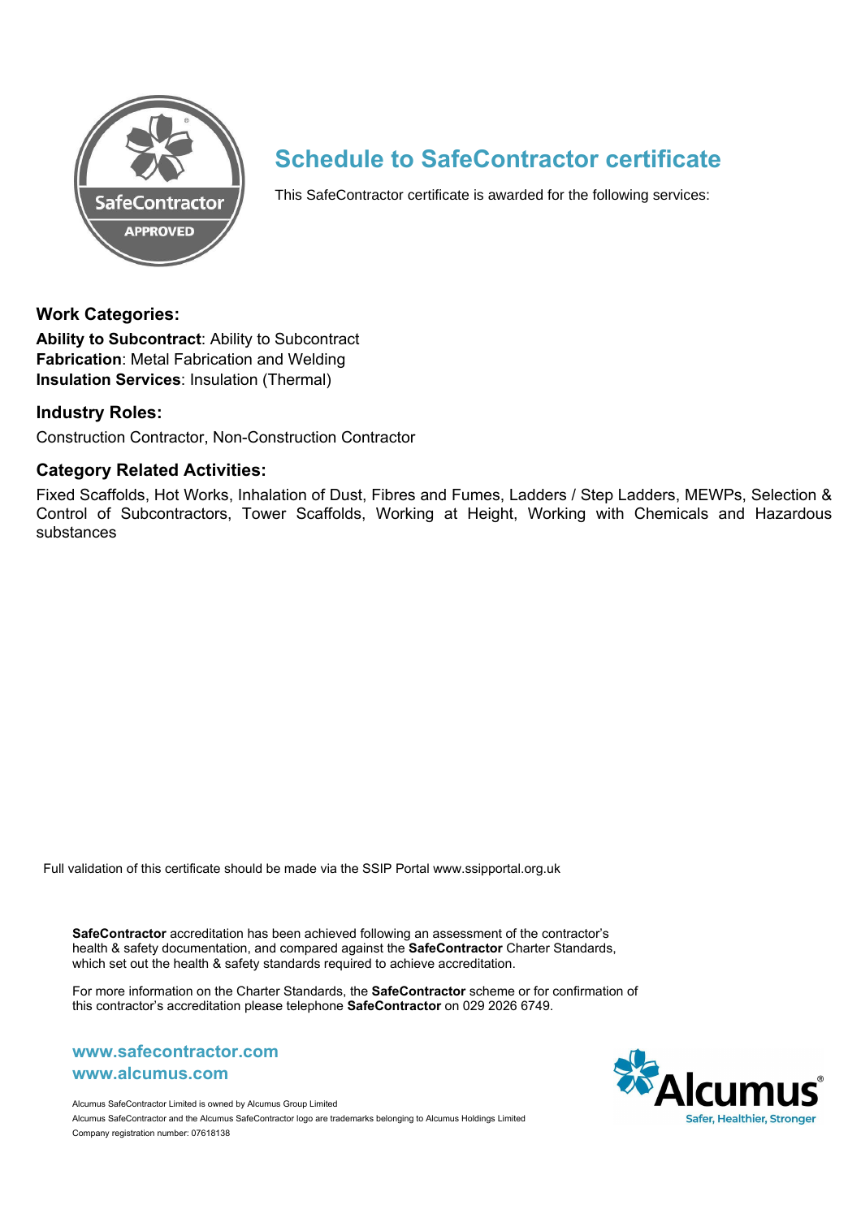# Schedule to SafeContractor certificate

This SafeContractor certificate is awarded for the following services:

### Work Categories:

**Ability to Subcontract**: Ability to Subcontract
**Fabrication**: Metal Fabrication and Welding
**Insulation Services**: Insulation (Thermal)

### Industry Roles:

Construction Contractor, Non-Construction Contractor

### Category Related Activities:

Fixed Scaffolds, Hot Works, Inhalation of Dust, Fibres and Fumes, Ladders / Step Ladders, MEWPs, Selection & Control of Subcontractors, Tower Scaffolds, Working at Height, Working with Chemicals and Hazardous substances

Full validation of this certificate should be made via the SSIP Portal www.ssipportal.org.uk

**SafeContractor** accreditation has been achieved following an assessment of the contractor's health & safety documentation, and compared against the **SafeContractor** Charter Standards, which set out the health & safety standards required to achieve accreditation.

For more information on the Charter Standards, the **SafeContractor** scheme or for confirmation of this contractor's accreditation please telephone **SafeContractor** on 029 2026 6749.

**www.safecontractor.com**
**www.alcumus.com**

Alcumus SafeContractor Limited is owned by Alcumus Group Limited
Alcumus SafeContractor and the Alcumus SafeContractor logo are trademarks belonging to Alcumus Holdings Limited
Company registration number: 07618138

Alcumus®
Safer, Healthier, Stronger